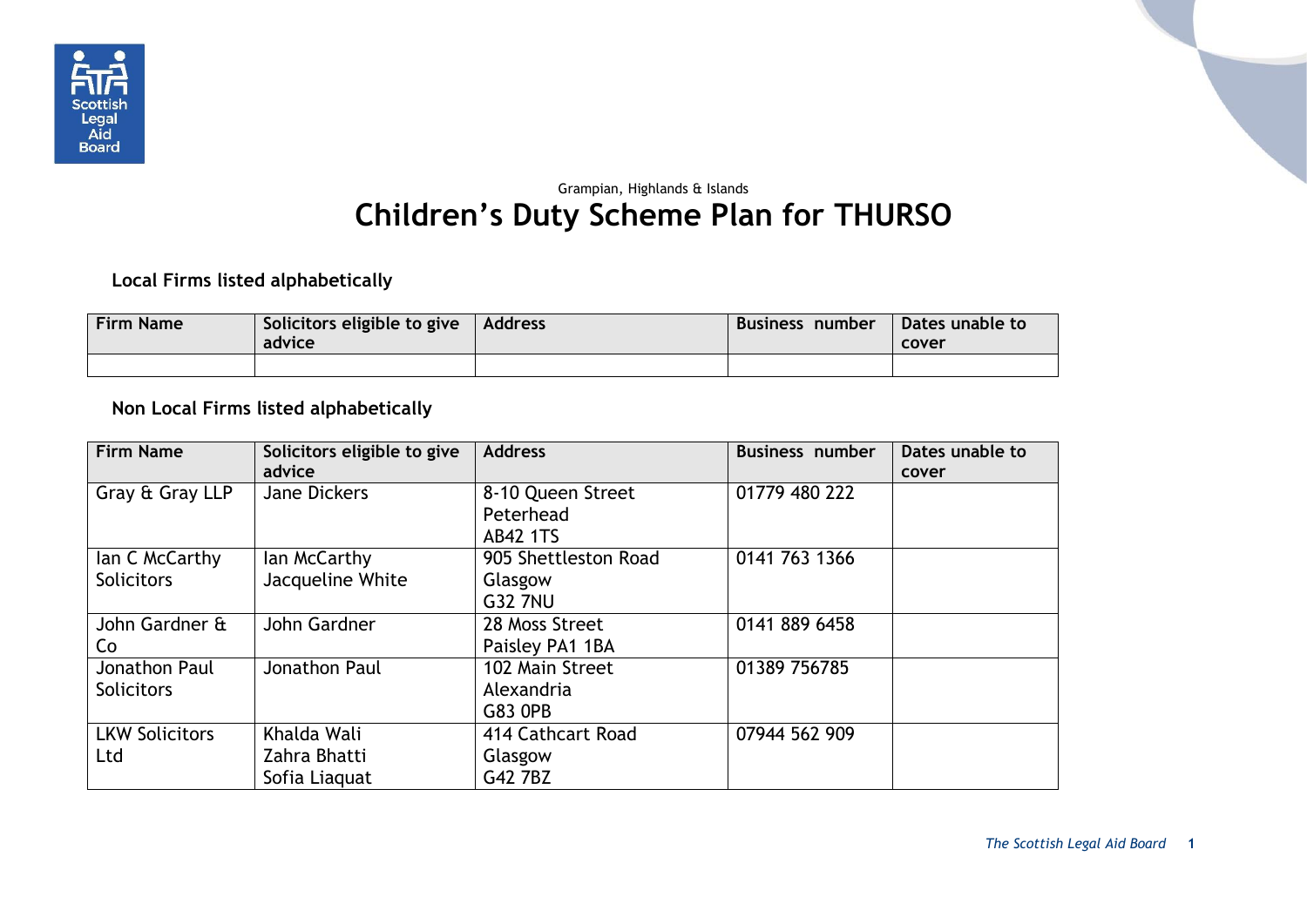Grampian, Highlands & Islands

# Children's Duty Scheme Plan for THURSO

**Local Firms listed alphabetically**

| Firm Name | Solicitors eligible to give advice | Address | Business number | Dates unable to cover |
|---|---|---|---|---|
| | | | | |

**Non Local Firms listed alphabetically**

| Firm Name | Solicitors eligible to give advice | Address | Business number | Dates unable to cover |
|---|---|---|---|---|
| Gray & Gray LLP | Jane Dickers | 8-10 Queen Street<br>Peterhead<br>AB42 1TS | 01779 480 222 | |
| Ian C McCarthy Solicitors | Ian McCarthy<br>Jacqueline White | 905 Shettleston Road<br>Glasgow<br>G32 7NU | 0141 763 1366 | |
| John Gardner & Co | John Gardner | 28 Moss Street<br>Paisley PA1 1BA | 0141 889 6458 | |
| Jonathon Paul Solicitors | Jonathon Paul | 102 Main Street<br>Alexandria<br>G83 0PB | 01389 756785 | |
| LKW Solicitors Ltd | Khalda Wali<br>Zahra Bhatti<br>Sofia Liaquat | 414 Cathcart Road<br>Glasgow<br>G42 7BZ | 07944 562 909 | |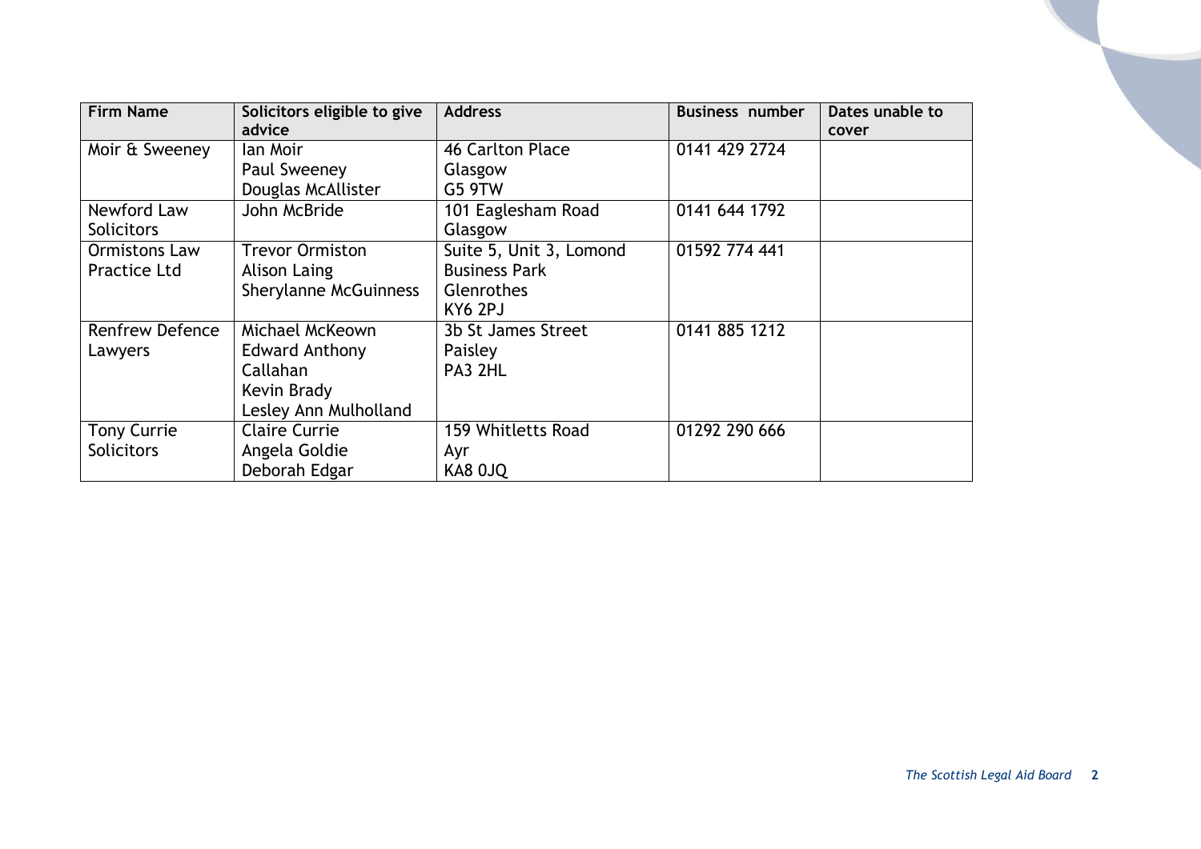| Firm Name | Solicitors eligible to give advice | Address | Business number | Dates unable to cover |
| --- | --- | --- | --- | --- |
| Moir & Sweeney | Ian Moir<br>Paul Sweeney<br>Douglas McAllister | 46 Carlton Place<br>Glasgow<br>G5 9TW | 0141 429 2724 | |
| Newford Law Solicitors | John McBride | 101 Eaglesham Road<br>Glasgow | 0141 644 1792 | |
| Ormistons Law Practice Ltd | Trevor Ormiston<br>Alison Laing<br>Sherylanne McGuinness | Suite 5, Unit 3, Lomond Business Park<br>Glenrothes<br>KY6 2PJ | 01592 774 441 | |
| Renfrew Defence Lawyers | Michael McKeown<br>Edward Anthony Callahan<br>Kevin Brady<br>Lesley Ann Mulholland | 3b St James Street<br>Paisley<br>PA3 2HL | 0141 885 1212 | |
| Tony Currie Solicitors | Claire Currie<br>Angela Goldie<br>Deborah Edgar | 159 Whitletts Road<br>Ayr<br>KA8 0JQ | 01292 290 666 | |